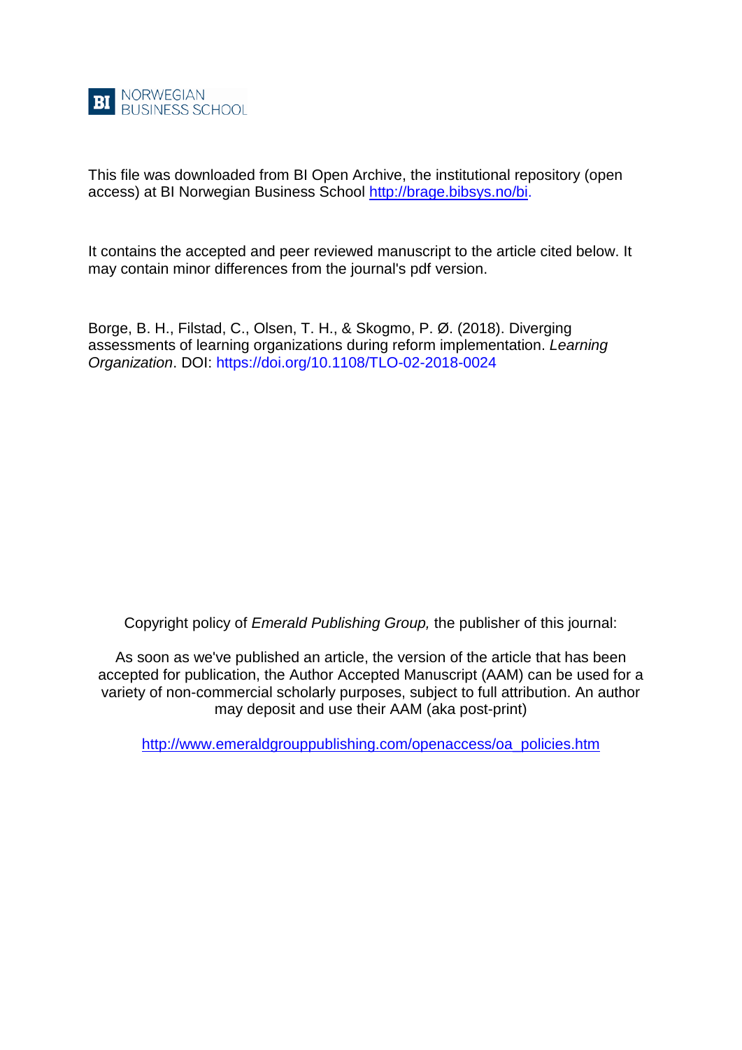BI NORWEGIAN BUSINESS SCHOOL

This file was downloaded from BI Open Archive, the institutional repository (open access) at BI Norwegian Business School http://brage.bibsys.no/bi.

It contains the accepted and peer reviewed manuscript to the article cited below. It may contain minor differences from the journal's pdf version.

Borge, B. H., Filstad, C., Olsen, T. H., & Skogmo, P. Ø. (2018). Diverging assessments of learning organizations during reform implementation. *Learning Organization*. DOI: https://doi.org/10.1108/TLO-02-2018-0024

Copyright policy of *Emerald Publishing Group,* the publisher of this journal:

As soon as we've published an article, the version of the article that has been accepted for publication, the Author Accepted Manuscript (AAM) can be used for a variety of non-commercial scholarly purposes, subject to full attribution. An author may deposit and use their AAM (aka post-print)

http://www.emeraldgrouppublishing.com/openaccess/oa_policies.htm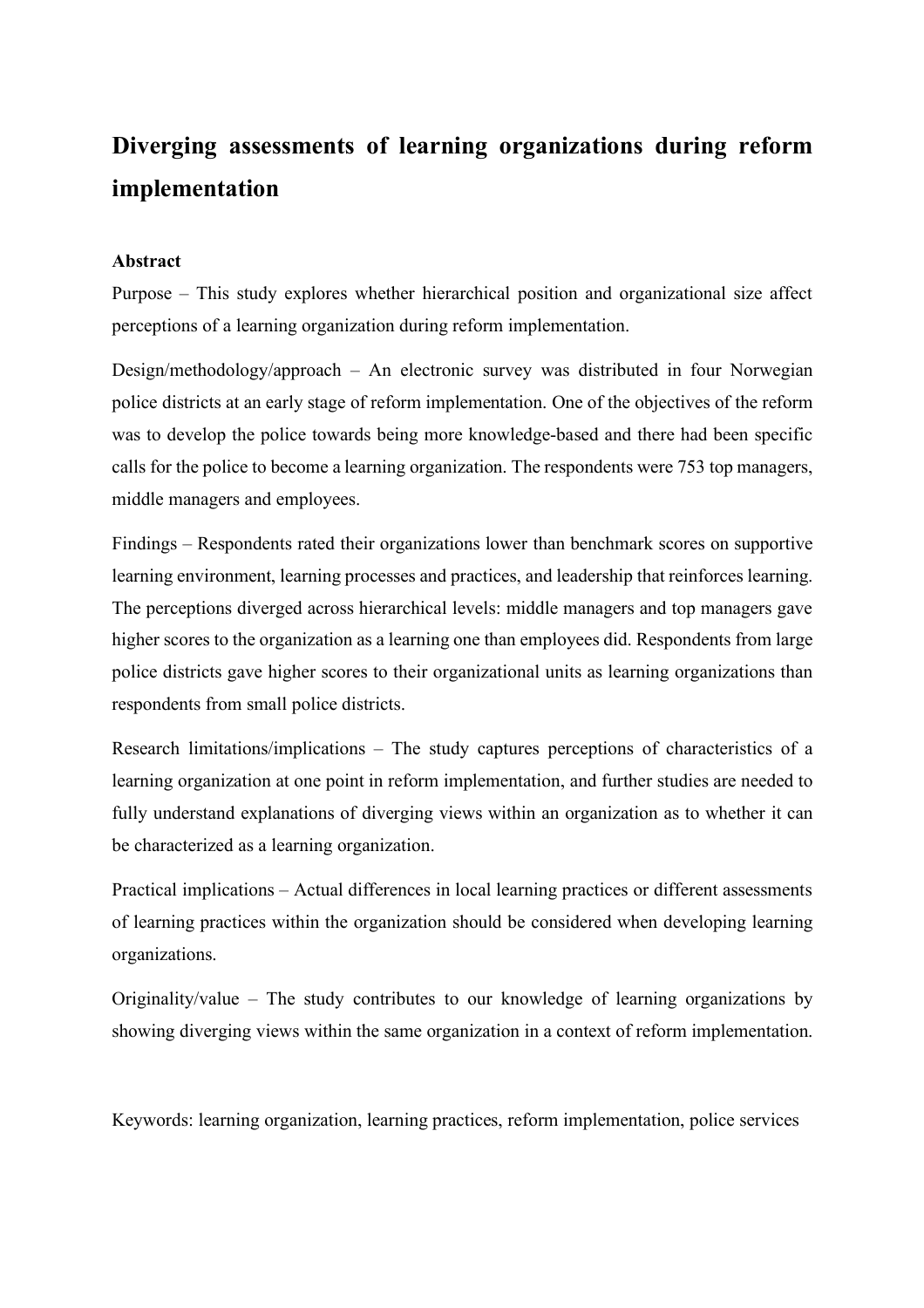# Diverging assessments of learning organizations during reform implementation

## Abstract

Purpose – This study explores whether hierarchical position and organizational size affect perceptions of a learning organization during reform implementation.

Design/methodology/approach – An electronic survey was distributed in four Norwegian police districts at an early stage of reform implementation. One of the objectives of the reform was to develop the police towards being more knowledge-based and there had been specific calls for the police to become a learning organization. The respondents were 753 top managers, middle managers and employees.

Findings – Respondents rated their organizations lower than benchmark scores on supportive learning environment, learning processes and practices, and leadership that reinforces learning. The perceptions diverged across hierarchical levels: middle managers and top managers gave higher scores to the organization as a learning one than employees did. Respondents from large police districts gave higher scores to their organizational units as learning organizations than respondents from small police districts.

Research limitations/implications – The study captures perceptions of characteristics of a learning organization at one point in reform implementation, and further studies are needed to fully understand explanations of diverging views within an organization as to whether it can be characterized as a learning organization.

Practical implications – Actual differences in local learning practices or different assessments of learning practices within the organization should be considered when developing learning organizations.

Originality/value – The study contributes to our knowledge of learning organizations by showing diverging views within the same organization in a context of reform implementation.

Keywords: learning organization, learning practices, reform implementation, police services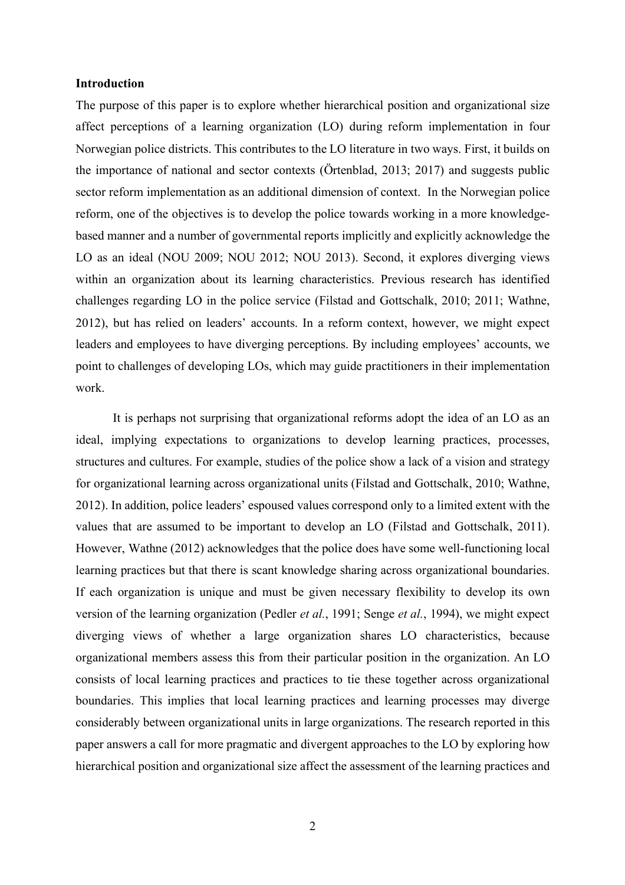**Introduction**

The purpose of this paper is to explore whether hierarchical position and organizational size affect perceptions of a learning organization (LO) during reform implementation in four Norwegian police districts. This contributes to the LO literature in two ways. First, it builds on the importance of national and sector contexts (Örtenblad, 2013; 2017) and suggests public sector reform implementation as an additional dimension of context. In the Norwegian police reform, one of the objectives is to develop the police towards working in a more knowledge-based manner and a number of governmental reports implicitly and explicitly acknowledge the LO as an ideal (NOU 2009; NOU 2012; NOU 2013). Second, it explores diverging views within an organization about its learning characteristics. Previous research has identified challenges regarding LO in the police service (Filstad and Gottschalk, 2010; 2011; Wathne, 2012), but has relied on leaders' accounts. In a reform context, however, we might expect leaders and employees to have diverging perceptions. By including employees' accounts, we point to challenges of developing LOs, which may guide practitioners in their implementation work.

It is perhaps not surprising that organizational reforms adopt the idea of an LO as an ideal, implying expectations to organizations to develop learning practices, processes, structures and cultures. For example, studies of the police show a lack of a vision and strategy for organizational learning across organizational units (Filstad and Gottschalk, 2010; Wathne, 2012). In addition, police leaders' espoused values correspond only to a limited extent with the values that are assumed to be important to develop an LO (Filstad and Gottschalk, 2011). However, Wathne (2012) acknowledges that the police does have some well-functioning local learning practices but that there is scant knowledge sharing across organizational boundaries. If each organization is unique and must be given necessary flexibility to develop its own version of the learning organization (Pedler *et al.*, 1991; Senge *et al.*, 1994), we might expect diverging views of whether a large organization shares LO characteristics, because organizational members assess this from their particular position in the organization. An LO consists of local learning practices and practices to tie these together across organizational boundaries. This implies that local learning practices and learning processes may diverge considerably between organizational units in large organizations. The research reported in this paper answers a call for more pragmatic and divergent approaches to the LO by exploring how hierarchical position and organizational size affect the assessment of the learning practices and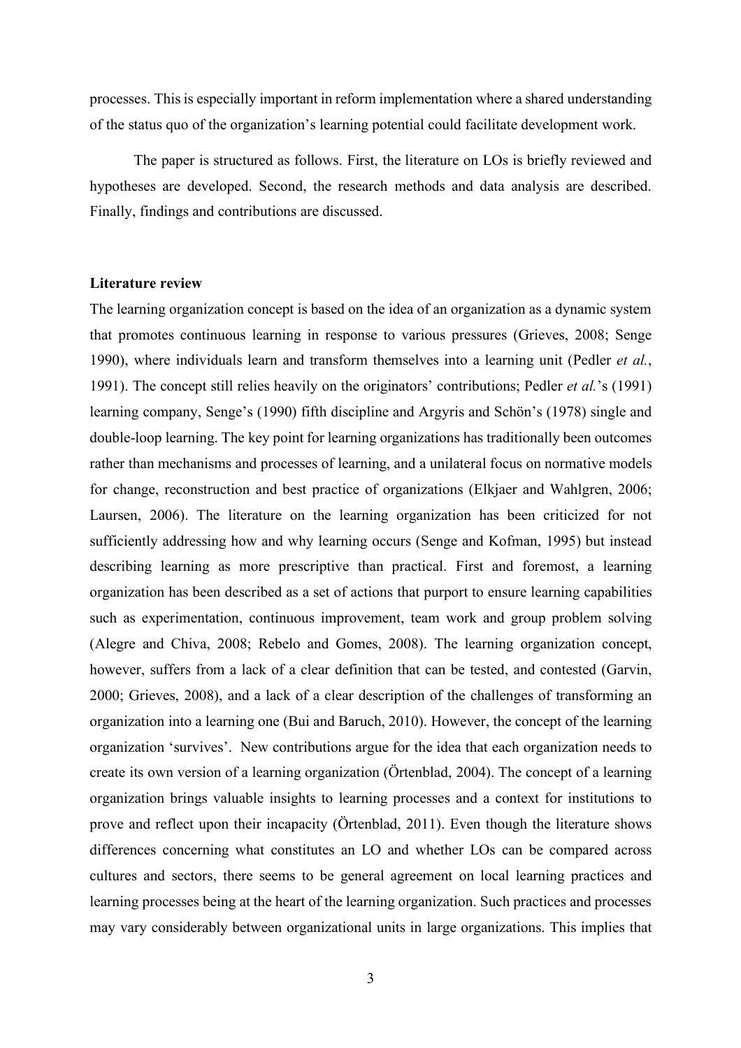processes. This is especially important in reform implementation where a shared understanding of the status quo of the organization's learning potential could facilitate development work.

The paper is structured as follows. First, the literature on LOs is briefly reviewed and hypotheses are developed. Second, the research methods and data analysis are described. Finally, findings and contributions are discussed.

## Literature review

The learning organization concept is based on the idea of an organization as a dynamic system that promotes continuous learning in response to various pressures (Grieves, 2008; Senge 1990), where individuals learn and transform themselves into a learning unit (Pedler *et al.*, 1991). The concept still relies heavily on the originators' contributions; Pedler *et al.*'s (1991) learning company, Senge's (1990) fifth discipline and Argyris and Schön's (1978) single and double-loop learning. The key point for learning organizations has traditionally been outcomes rather than mechanisms and processes of learning, and a unilateral focus on normative models for change, reconstruction and best practice of organizations (Elkjaer and Wahlgren, 2006; Laursen, 2006). The literature on the learning organization has been criticized for not sufficiently addressing how and why learning occurs (Senge and Kofman, 1995) but instead describing learning as more prescriptive than practical. First and foremost, a learning organization has been described as a set of actions that purport to ensure learning capabilities such as experimentation, continuous improvement, team work and group problem solving (Alegre and Chiva, 2008; Rebelo and Gomes, 2008). The learning organization concept, however, suffers from a lack of a clear definition that can be tested, and contested (Garvin, 2000; Grieves, 2008), and a lack of a clear description of the challenges of transforming an organization into a learning one (Bui and Baruch, 2010). However, the concept of the learning organization 'survives'. New contributions argue for the idea that each organization needs to create its own version of a learning organization (Örtenblad, 2004). The concept of a learning organization brings valuable insights to learning processes and a context for institutions to prove and reflect upon their incapacity (Örtenblad, 2011). Even though the literature shows differences concerning what constitutes an LO and whether LOs can be compared across cultures and sectors, there seems to be general agreement on local learning practices and learning processes being at the heart of the learning organization. Such practices and processes may vary considerably between organizational units in large organizations. This implies that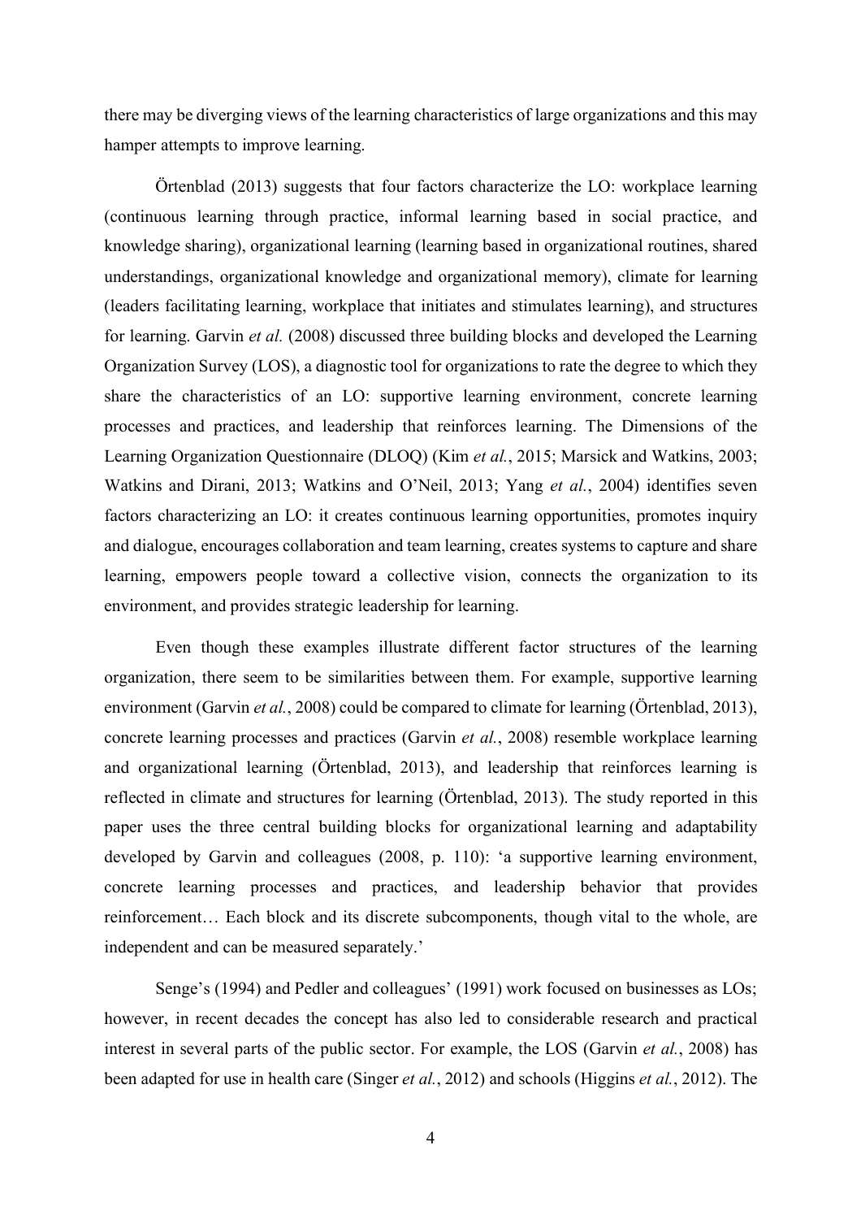there may be diverging views of the learning characteristics of large organizations and this may hamper attempts to improve learning.

Örtenblad (2013) suggests that four factors characterize the LO: workplace learning (continuous learning through practice, informal learning based in social practice, and knowledge sharing), organizational learning (learning based in organizational routines, shared understandings, organizational knowledge and organizational memory), climate for learning (leaders facilitating learning, workplace that initiates and stimulates learning), and structures for learning. Garvin *et al.* (2008) discussed three building blocks and developed the Learning Organization Survey (LOS), a diagnostic tool for organizations to rate the degree to which they share the characteristics of an LO: supportive learning environment, concrete learning processes and practices, and leadership that reinforces learning. The Dimensions of the Learning Organization Questionnaire (DLOQ) (Kim *et al.*, 2015; Marsick and Watkins, 2003; Watkins and Dirani, 2013; Watkins and O'Neil, 2013; Yang *et al.*, 2004) identifies seven factors characterizing an LO: it creates continuous learning opportunities, promotes inquiry and dialogue, encourages collaboration and team learning, creates systems to capture and share learning, empowers people toward a collective vision, connects the organization to its environment, and provides strategic leadership for learning.

Even though these examples illustrate different factor structures of the learning organization, there seem to be similarities between them. For example, supportive learning environment (Garvin *et al.*, 2008) could be compared to climate for learning (Örtenblad, 2013), concrete learning processes and practices (Garvin *et al.*, 2008) resemble workplace learning and organizational learning (Örtenblad, 2013), and leadership that reinforces learning is reflected in climate and structures for learning (Örtenblad, 2013). The study reported in this paper uses the three central building blocks for organizational learning and adaptability developed by Garvin and colleagues (2008, p. 110): 'a supportive learning environment, concrete learning processes and practices, and leadership behavior that provides reinforcement… Each block and its discrete subcomponents, though vital to the whole, are independent and can be measured separately.'

Senge's (1994) and Pedler and colleagues' (1991) work focused on businesses as LOs; however, in recent decades the concept has also led to considerable research and practical interest in several parts of the public sector. For example, the LOS (Garvin *et al.*, 2008) has been adapted for use in health care (Singer *et al.*, 2012) and schools (Higgins *et al.*, 2012). The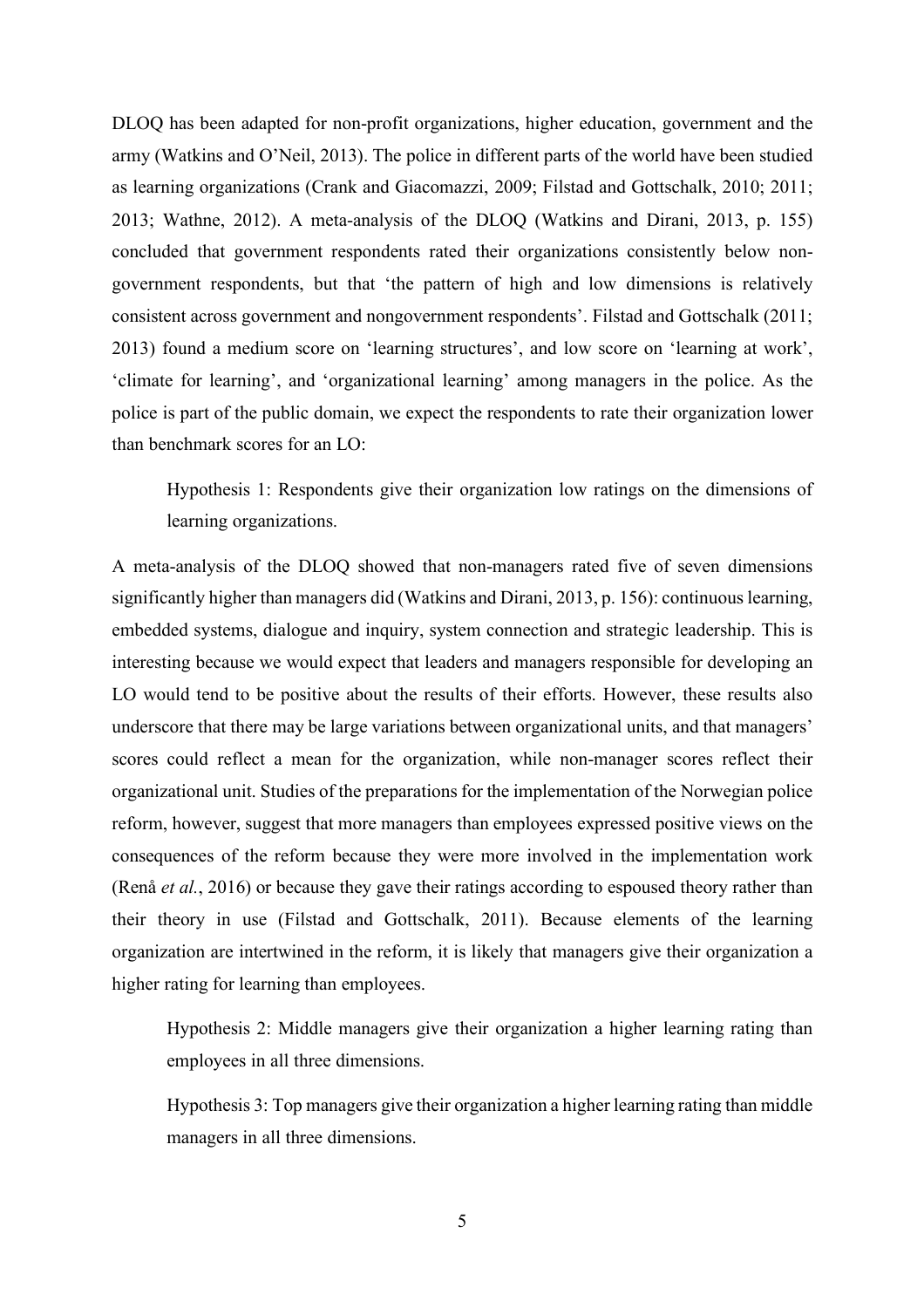DLOQ has been adapted for non-profit organizations, higher education, government and the army (Watkins and O'Neil, 2013). The police in different parts of the world have been studied as learning organizations (Crank and Giacomazzi, 2009; Filstad and Gottschalk, 2010; 2011; 2013; Wathne, 2012). A meta-analysis of the DLOQ (Watkins and Dirani, 2013, p. 155) concluded that government respondents rated their organizations consistently below non-government respondents, but that 'the pattern of high and low dimensions is relatively consistent across government and nongovernment respondents'. Filstad and Gottschalk (2011; 2013) found a medium score on 'learning structures', and low score on 'learning at work', 'climate for learning', and 'organizational learning' among managers in the police. As the police is part of the public domain, we expect the respondents to rate their organization lower than benchmark scores for an LO:

> Hypothesis 1: Respondents give their organization low ratings on the dimensions of learning organizations.

A meta-analysis of the DLOQ showed that non-managers rated five of seven dimensions significantly higher than managers did (Watkins and Dirani, 2013, p. 156): continuous learning, embedded systems, dialogue and inquiry, system connection and strategic leadership. This is interesting because we would expect that leaders and managers responsible for developing an LO would tend to be positive about the results of their efforts. However, these results also underscore that there may be large variations between organizational units, and that managers' scores could reflect a mean for the organization, while non-manager scores reflect their organizational unit. Studies of the preparations for the implementation of the Norwegian police reform, however, suggest that more managers than employees expressed positive views on the consequences of the reform because they were more involved in the implementation work (Renå *et al.*, 2016) or because they gave their ratings according to espoused theory rather than their theory in use (Filstad and Gottschalk, 2011). Because elements of the learning organization are intertwined in the reform, it is likely that managers give their organization a higher rating for learning than employees.

> Hypothesis 2: Middle managers give their organization a higher learning rating than employees in all three dimensions.

> Hypothesis 3: Top managers give their organization a higher learning rating than middle managers in all three dimensions.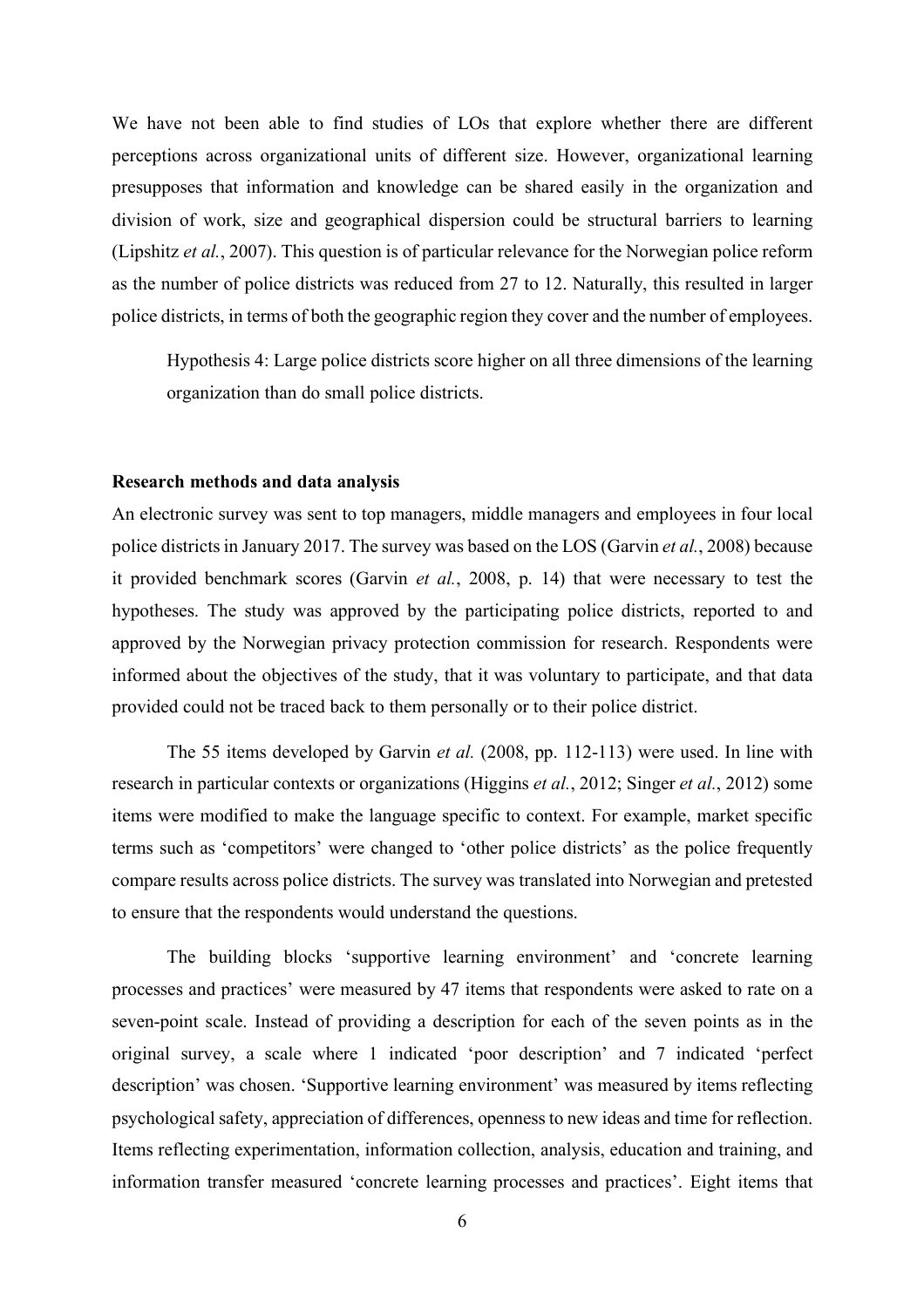We have not been able to find studies of LOs that explore whether there are different perceptions across organizational units of different size. However, organizational learning presupposes that information and knowledge can be shared easily in the organization and division of work, size and geographical dispersion could be structural barriers to learning (Lipshitz *et al.*, 2007). This question is of particular relevance for the Norwegian police reform as the number of police districts was reduced from 27 to 12. Naturally, this resulted in larger police districts, in terms of both the geographic region they cover and the number of employees.

> Hypothesis 4: Large police districts score higher on all three dimensions of the learning organization than do small police districts.

**Research methods and data analysis**

An electronic survey was sent to top managers, middle managers and employees in four local police districts in January 2017. The survey was based on the LOS (Garvin *et al.*, 2008) because it provided benchmark scores (Garvin *et al.*, 2008, p. 14) that were necessary to test the hypotheses. The study was approved by the participating police districts, reported to and approved by the Norwegian privacy protection commission for research. Respondents were informed about the objectives of the study, that it was voluntary to participate, and that data provided could not be traced back to them personally or to their police district.

The 55 items developed by Garvin *et al.* (2008, pp. 112-113) were used. In line with research in particular contexts or organizations (Higgins *et al.*, 2012; Singer *et al.*, 2012) some items were modified to make the language specific to context. For example, market specific terms such as 'competitors' were changed to 'other police districts' as the police frequently compare results across police districts. The survey was translated into Norwegian and pretested to ensure that the respondents would understand the questions.

The building blocks 'supportive learning environment' and 'concrete learning processes and practices' were measured by 47 items that respondents were asked to rate on a seven-point scale. Instead of providing a description for each of the seven points as in the original survey, a scale where 1 indicated 'poor description' and 7 indicated 'perfect description' was chosen. 'Supportive learning environment' was measured by items reflecting psychological safety, appreciation of differences, openness to new ideas and time for reflection. Items reflecting experimentation, information collection, analysis, education and training, and information transfer measured 'concrete learning processes and practices'. Eight items that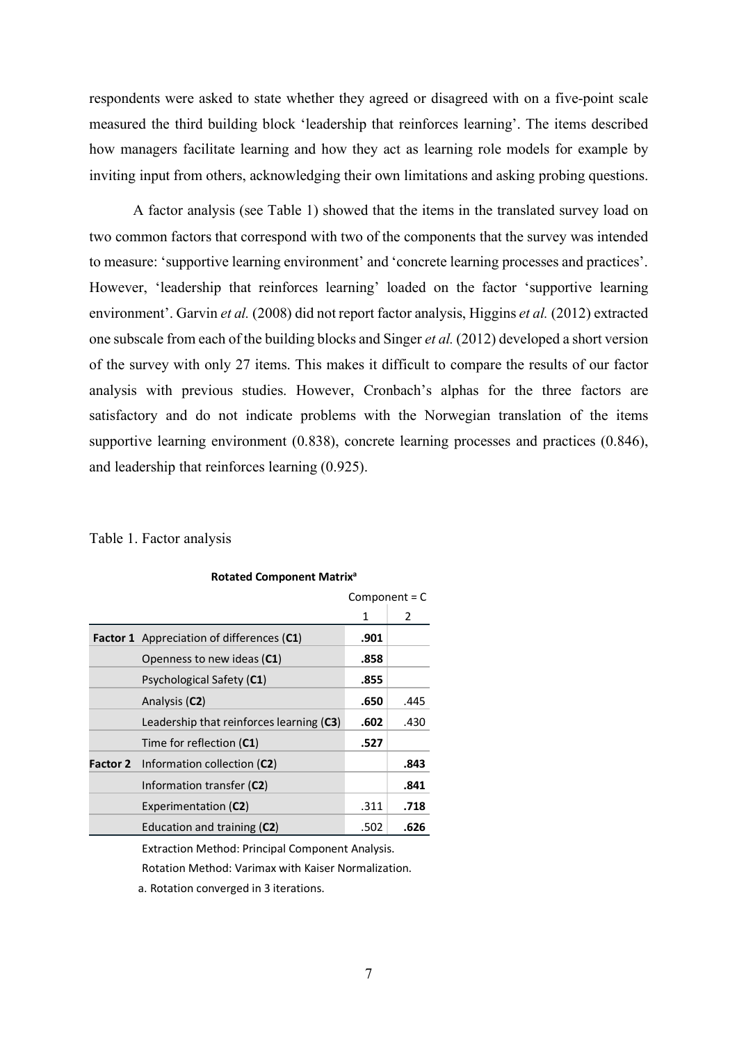respondents were asked to state whether they agreed or disagreed with on a five-point scale measured the third building block 'leadership that reinforces learning'. The items described how managers facilitate learning and how they act as learning role models for example by inviting input from others, acknowledging their own limitations and asking probing questions.

A factor analysis (see Table 1) showed that the items in the translated survey load on two common factors that correspond with two of the components that the survey was intended to measure: 'supportive learning environment' and 'concrete learning processes and practices'. However, 'leadership that reinforces learning' loaded on the factor 'supportive learning environment'. Garvin *et al.* (2008) did not report factor analysis, Higgins *et al.* (2012) extracted one subscale from each of the building blocks and Singer *et al.* (2012) developed a short version of the survey with only 27 items. This makes it difficult to compare the results of our factor analysis with previous studies. However, Cronbach's alphas for the three factors are satisfactory and do not indicate problems with the Norwegian translation of the items supportive learning environment (0.838), concrete learning processes and practices (0.846), and leadership that reinforces learning (0.925).

Table 1. Factor analysis

**Rotated Component Matrix**[a]

| | | Component = C | |
|---|---|---|---|
| | | 1 | 2 |
| **Factor 1** | Appreciation of differences (**C1**) | **.901** | |
| | Openness to new ideas (**C1**) | **.858** | |
| | Psychological Safety (**C1**) | **.855** | |
| | Analysis (**C2**) | **.650** | .445 |
| | Leadership that reinforces learning (**C3**) | **.602** | .430 |
| | Time for reflection (**C1**) | **.527** | |
| **Factor 2** | Information collection (**C2**) | | **.843** |
| | Information transfer (**C2**) | | **.841** |
| | Experimentation (**C2**) | .311 | **.718** |
| | Education and training (**C2**) | .502 | **.626** |

Extraction Method: Principal Component Analysis.
Rotation Method: Varimax with Kaiser Normalization.
a. Rotation converged in 3 iterations.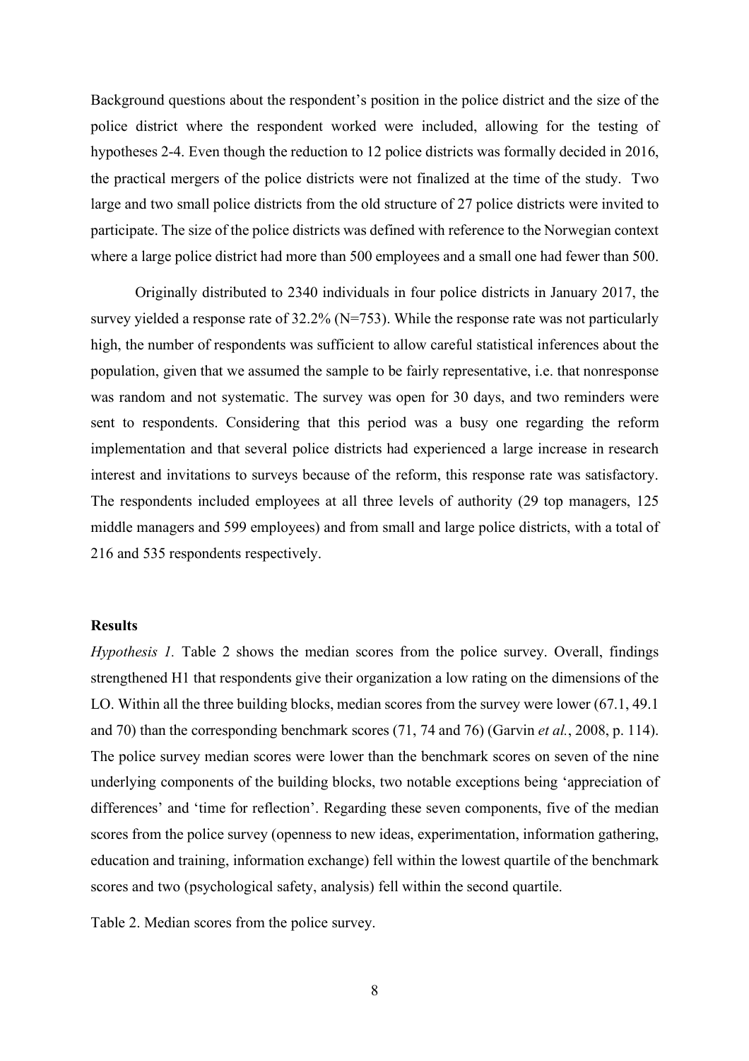Background questions about the respondent's position in the police district and the size of the police district where the respondent worked were included, allowing for the testing of hypotheses 2-4. Even though the reduction to 12 police districts was formally decided in 2016, the practical mergers of the police districts were not finalized at the time of the study. Two large and two small police districts from the old structure of 27 police districts were invited to participate. The size of the police districts was defined with reference to the Norwegian context where a large police district had more than 500 employees and a small one had fewer than 500.

Originally distributed to 2340 individuals in four police districts in January 2017, the survey yielded a response rate of 32.2% (N=753). While the response rate was not particularly high, the number of respondents was sufficient to allow careful statistical inferences about the population, given that we assumed the sample to be fairly representative, i.e. that nonresponse was random and not systematic. The survey was open for 30 days, and two reminders were sent to respondents. Considering that this period was a busy one regarding the reform implementation and that several police districts had experienced a large increase in research interest and invitations to surveys because of the reform, this response rate was satisfactory. The respondents included employees at all three levels of authority (29 top managers, 125 middle managers and 599 employees) and from small and large police districts, with a total of 216 and 535 respondents respectively.

### Results

*Hypothesis 1.* Table 2 shows the median scores from the police survey. Overall, findings strengthened H1 that respondents give their organization a low rating on the dimensions of the LO. Within all the three building blocks, median scores from the survey were lower (67.1, 49.1 and 70) than the corresponding benchmark scores (71, 74 and 76) (Garvin *et al.*, 2008, p. 114). The police survey median scores were lower than the benchmark scores on seven of the nine underlying components of the building blocks, two notable exceptions being 'appreciation of differences' and 'time for reflection'. Regarding these seven components, five of the median scores from the police survey (openness to new ideas, experimentation, information gathering, education and training, information exchange) fell within the lowest quartile of the benchmark scores and two (psychological safety, analysis) fell within the second quartile.

Table 2. Median scores from the police survey.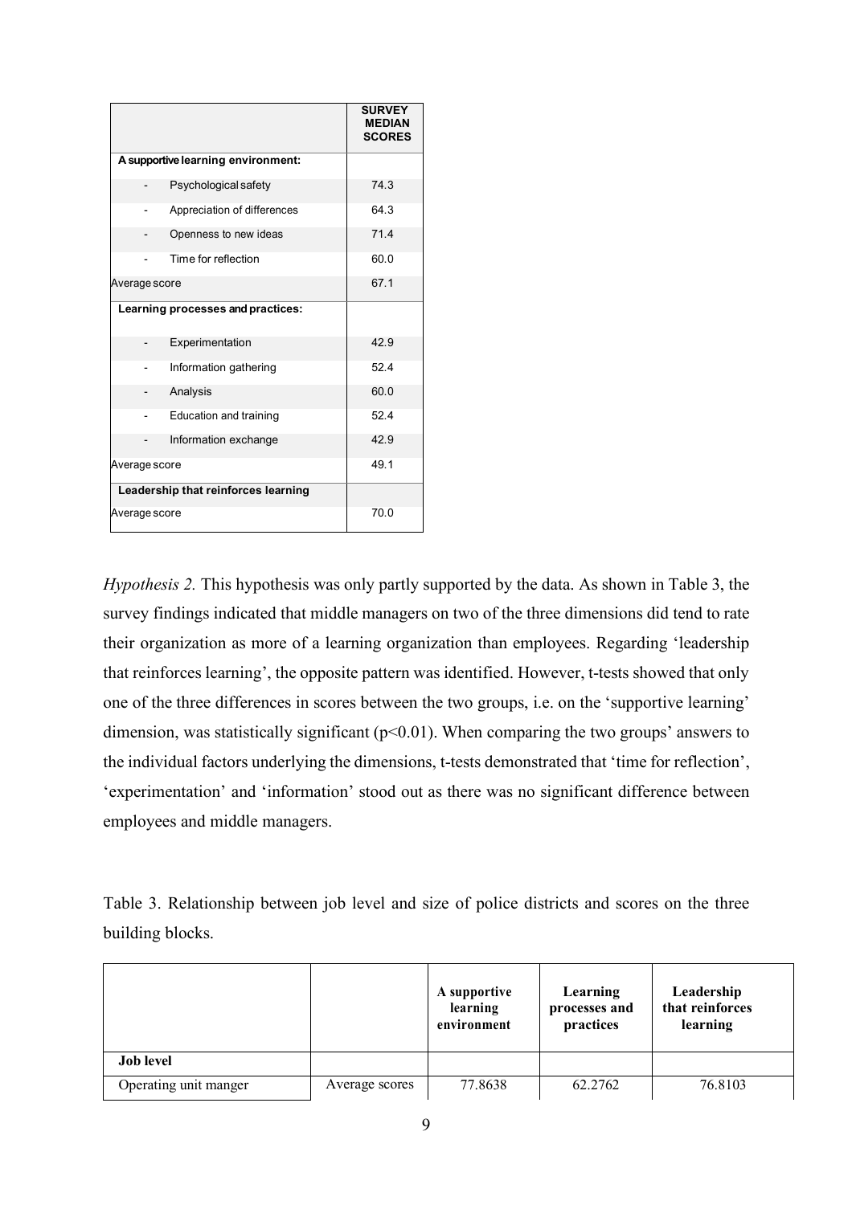| | SURVEY MEDIAN SCORES |
|---|---|
| **A supportive learning environment:** | |
| - Psychological safety | 74.3 |
| - Appreciation of differences | 64.3 |
| - Openness to new ideas | 71.4 |
| - Time for reflection | 60.0 |
| Average score | 67.1 |
| **Learning processes and practices:** | |
| - Experimentation | 42.9 |
| - Information gathering | 52.4 |
| - Analysis | 60.0 |
| - Education and training | 52.4 |
| - Information exchange | 42.9 |
| Average score | 49.1 |
| **Leadership that reinforces learning** | |
| Average score | 70.0 |

*Hypothesis 2.* This hypothesis was only partly supported by the data. As shown in Table 3, the survey findings indicated that middle managers on two of the three dimensions did tend to rate their organization as more of a learning organization than employees. Regarding 'leadership that reinforces learning', the opposite pattern was identified. However, t-tests showed that only one of the three differences in scores between the two groups, i.e. on the 'supportive learning' dimension, was statistically significant ($p<0.01$). When comparing the two groups' answers to the individual factors underlying the dimensions, t-tests demonstrated that 'time for reflection', 'experimentation' and 'information' stood out as there was no significant difference between employees and middle managers.

Table 3. Relationship between job level and size of police districts and scores on the three building blocks.

| | | A supportive learning environment | Learning processes and practices | Leadership that reinforces learning |
|---|---|---|---|---|
| **Job level** | | | | |
| Operating unit manger | Average scores | 77.8638 | 62.2762 | 76.8103 |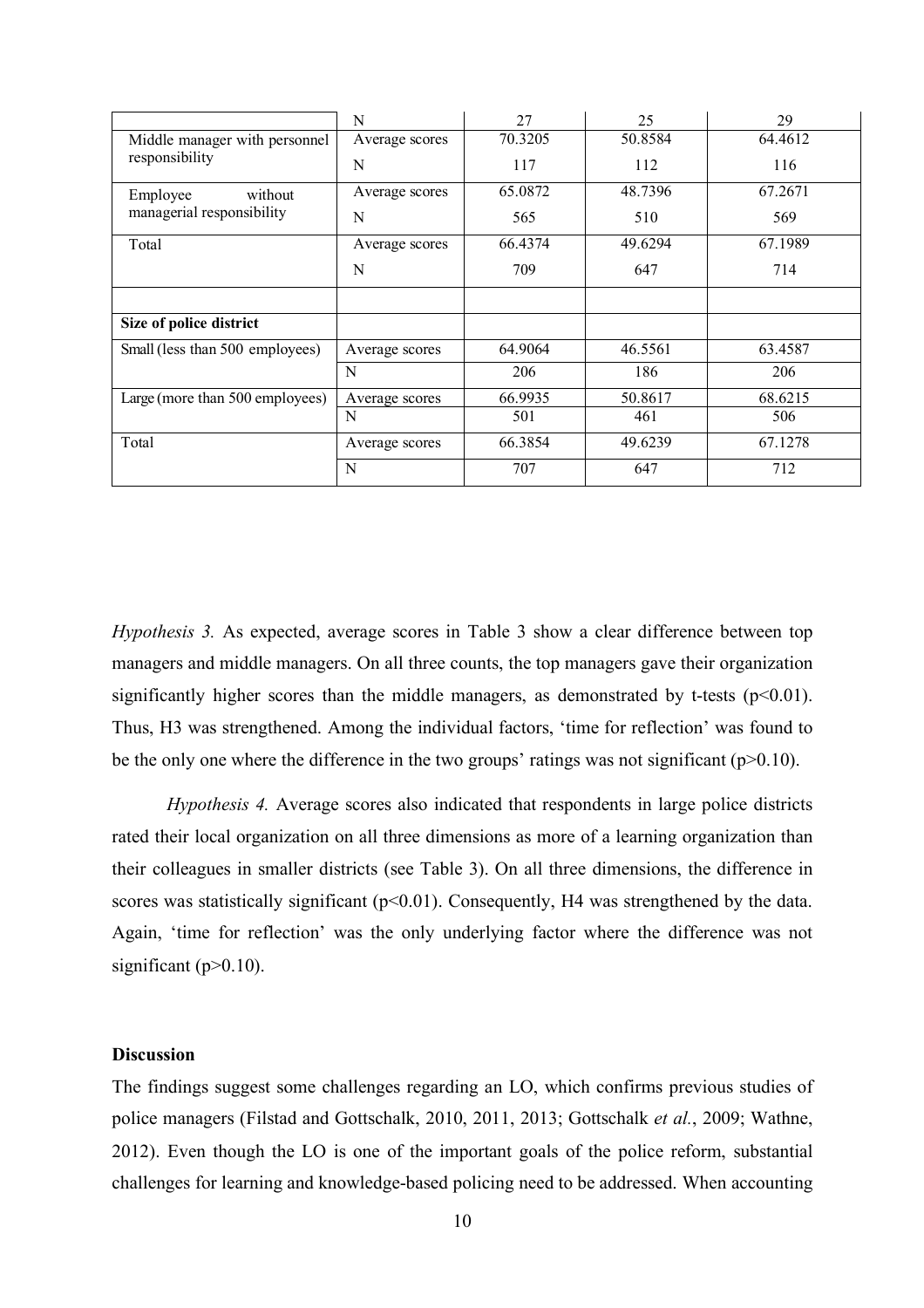| | N | 27 | 25 | 29 |
|---|---|---|---|---|
| Middle manager with personnel responsibility | Average scores | 70.3205 | 50.8584 | 64.4612 |
| | N | 117 | 112 | 116 |
| Employee without managerial responsibility | Average scores | 65.0872 | 48.7396 | 67.2671 |
| | N | 565 | 510 | 569 |
| Total | Average scores | 66.4374 | 49.6294 | 67.1989 |
| | N | 709 | 647 | 714 |
| | | | | |
| **Size of police district** | | | | |
| Small (less than 500 employees) | Average scores | 64.9064 | 46.5561 | 63.4587 |
| | N | 206 | 186 | 206 |
| Large (more than 500 employees) | Average scores | 66.9935 | 50.8617 | 68.6215 |
| | N | 501 | 461 | 506 |
| Total | Average scores | 66.3854 | 49.6239 | 67.1278 |
| | N | 707 | 647 | 712 |

*Hypothesis 3.* As expected, average scores in Table 3 show a clear difference between top managers and middle managers. On all three counts, the top managers gave their organization significantly higher scores than the middle managers, as demonstrated by t-tests ($p<0.01$). Thus, H3 was strengthened. Among the individual factors, 'time for reflection' was found to be the only one where the difference in the two groups' ratings was not significant ($p>0.10$).

*Hypothesis 4.* Average scores also indicated that respondents in large police districts rated their local organization on all three dimensions as more of a learning organization than their colleagues in smaller districts (see Table 3). On all three dimensions, the difference in scores was statistically significant ($p<0.01$). Consequently, H4 was strengthened by the data. Again, 'time for reflection' was the only underlying factor where the difference was not significant ($p>0.10$).

## Discussion

The findings suggest some challenges regarding an LO, which confirms previous studies of police managers (Filstad and Gottschalk, 2010, 2011, 2013; Gottschalk *et al.*, 2009; Wathne, 2012). Even though the LO is one of the important goals of the police reform, substantial challenges for learning and knowledge-based policing need to be addressed. When accounting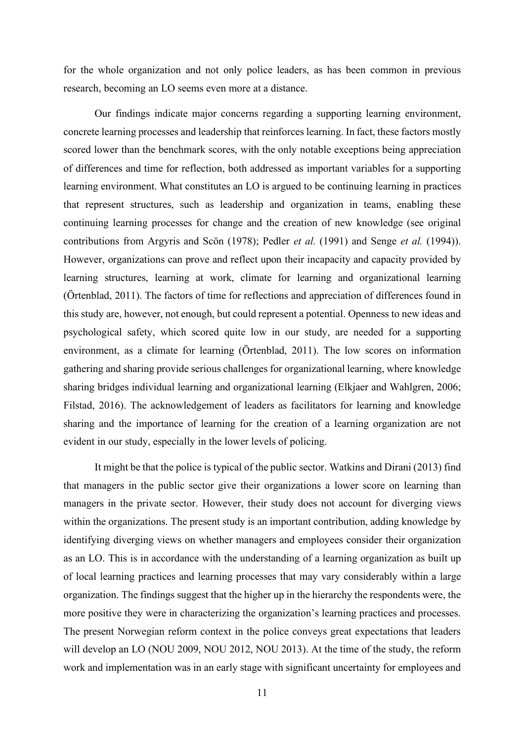for the whole organization and not only police leaders, as has been common in previous research, becoming an LO seems even more at a distance.

Our findings indicate major concerns regarding a supporting learning environment, concrete learning processes and leadership that reinforces learning. In fact, these factors mostly scored lower than the benchmark scores, with the only notable exceptions being appreciation of differences and time for reflection, both addressed as important variables for a supporting learning environment. What constitutes an LO is argued to be continuing learning in practices that represent structures, such as leadership and organization in teams, enabling these continuing learning processes for change and the creation of new knowledge (see original contributions from Argyris and Scön (1978); Pedler *et al.* (1991) and Senge *et al.* (1994)). However, organizations can prove and reflect upon their incapacity and capacity provided by learning structures, learning at work, climate for learning and organizational learning (Örtenblad, 2011). The factors of time for reflections and appreciation of differences found in this study are, however, not enough, but could represent a potential. Openness to new ideas and psychological safety, which scored quite low in our study, are needed for a supporting environment, as a climate for learning (Örtenblad, 2011). The low scores on information gathering and sharing provide serious challenges for organizational learning, where knowledge sharing bridges individual learning and organizational learning (Elkjaer and Wahlgren, 2006; Filstad, 2016). The acknowledgement of leaders as facilitators for learning and knowledge sharing and the importance of learning for the creation of a learning organization are not evident in our study, especially in the lower levels of policing.

It might be that the police is typical of the public sector. Watkins and Dirani (2013) find that managers in the public sector give their organizations a lower score on learning than managers in the private sector. However, their study does not account for diverging views within the organizations. The present study is an important contribution, adding knowledge by identifying diverging views on whether managers and employees consider their organization as an LO. This is in accordance with the understanding of a learning organization as built up of local learning practices and learning processes that may vary considerably within a large organization. The findings suggest that the higher up in the hierarchy the respondents were, the more positive they were in characterizing the organization's learning practices and processes. The present Norwegian reform context in the police conveys great expectations that leaders will develop an LO (NOU 2009, NOU 2012, NOU 2013). At the time of the study, the reform work and implementation was in an early stage with significant uncertainty for employees and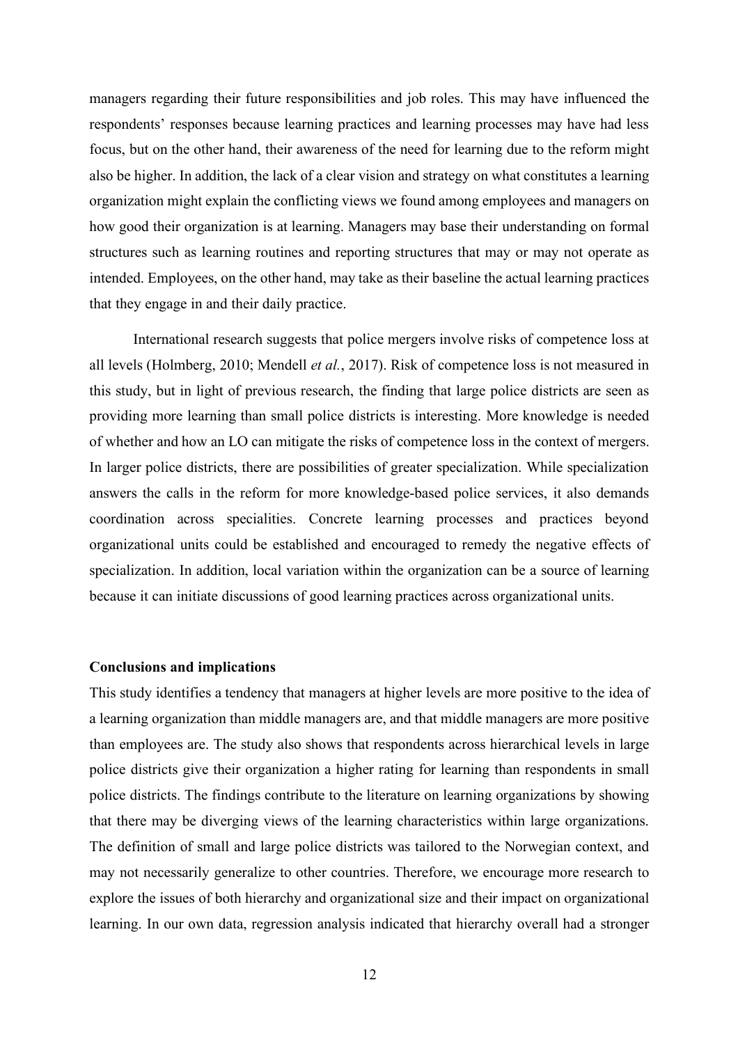managers regarding their future responsibilities and job roles. This may have influenced the respondents' responses because learning practices and learning processes may have had less focus, but on the other hand, their awareness of the need for learning due to the reform might also be higher. In addition, the lack of a clear vision and strategy on what constitutes a learning organization might explain the conflicting views we found among employees and managers on how good their organization is at learning. Managers may base their understanding on formal structures such as learning routines and reporting structures that may or may not operate as intended. Employees, on the other hand, may take as their baseline the actual learning practices that they engage in and their daily practice.

International research suggests that police mergers involve risks of competence loss at all levels (Holmberg, 2010; Mendell *et al.*, 2017). Risk of competence loss is not measured in this study, but in light of previous research, the finding that large police districts are seen as providing more learning than small police districts is interesting. More knowledge is needed of whether and how an LO can mitigate the risks of competence loss in the context of mergers. In larger police districts, there are possibilities of greater specialization. While specialization answers the calls in the reform for more knowledge-based police services, it also demands coordination across specialities. Concrete learning processes and practices beyond organizational units could be established and encouraged to remedy the negative effects of specialization. In addition, local variation within the organization can be a source of learning because it can initiate discussions of good learning practices across organizational units.

**Conclusions and implications**

This study identifies a tendency that managers at higher levels are more positive to the idea of a learning organization than middle managers are, and that middle managers are more positive than employees are. The study also shows that respondents across hierarchical levels in large police districts give their organization a higher rating for learning than respondents in small police districts. The findings contribute to the literature on learning organizations by showing that there may be diverging views of the learning characteristics within large organizations. The definition of small and large police districts was tailored to the Norwegian context, and may not necessarily generalize to other countries. Therefore, we encourage more research to explore the issues of both hierarchy and organizational size and their impact on organizational learning. In our own data, regression analysis indicated that hierarchy overall had a stronger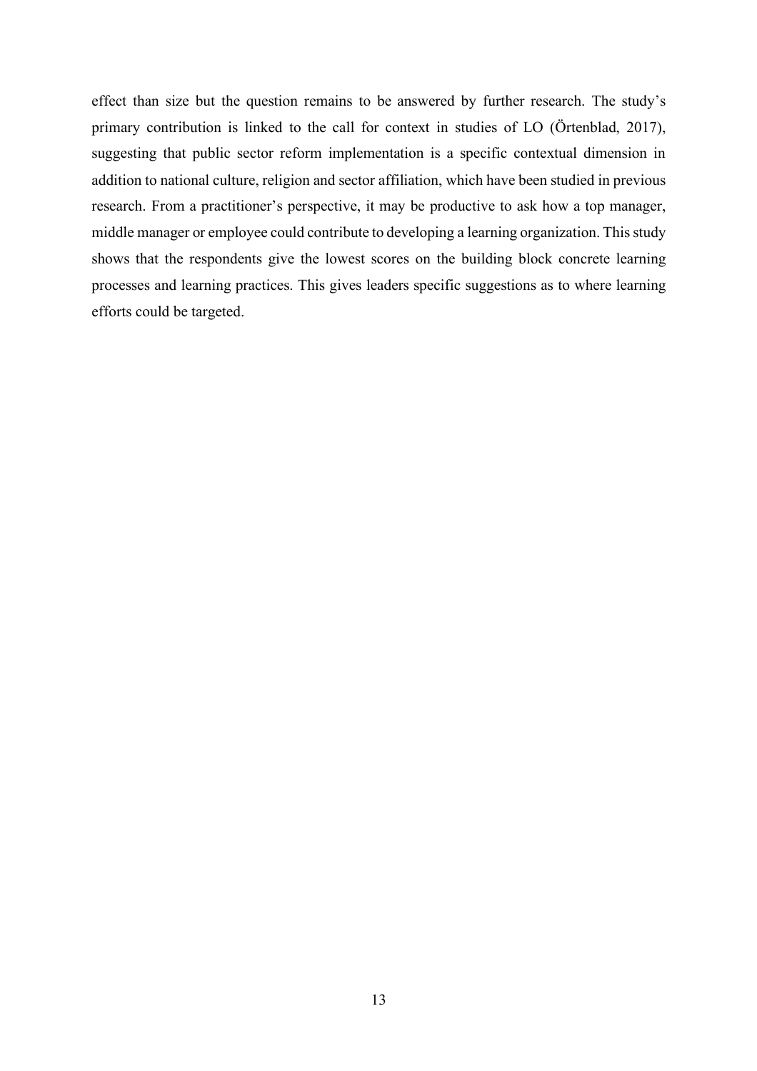effect than size but the question remains to be answered by further research. The study's primary contribution is linked to the call for context in studies of LO (Örtenblad, 2017), suggesting that public sector reform implementation is a specific contextual dimension in addition to national culture, religion and sector affiliation, which have been studied in previous research. From a practitioner's perspective, it may be productive to ask how a top manager, middle manager or employee could contribute to developing a learning organization. This study shows that the respondents give the lowest scores on the building block concrete learning processes and learning practices. This gives leaders specific suggestions as to where learning efforts could be targeted.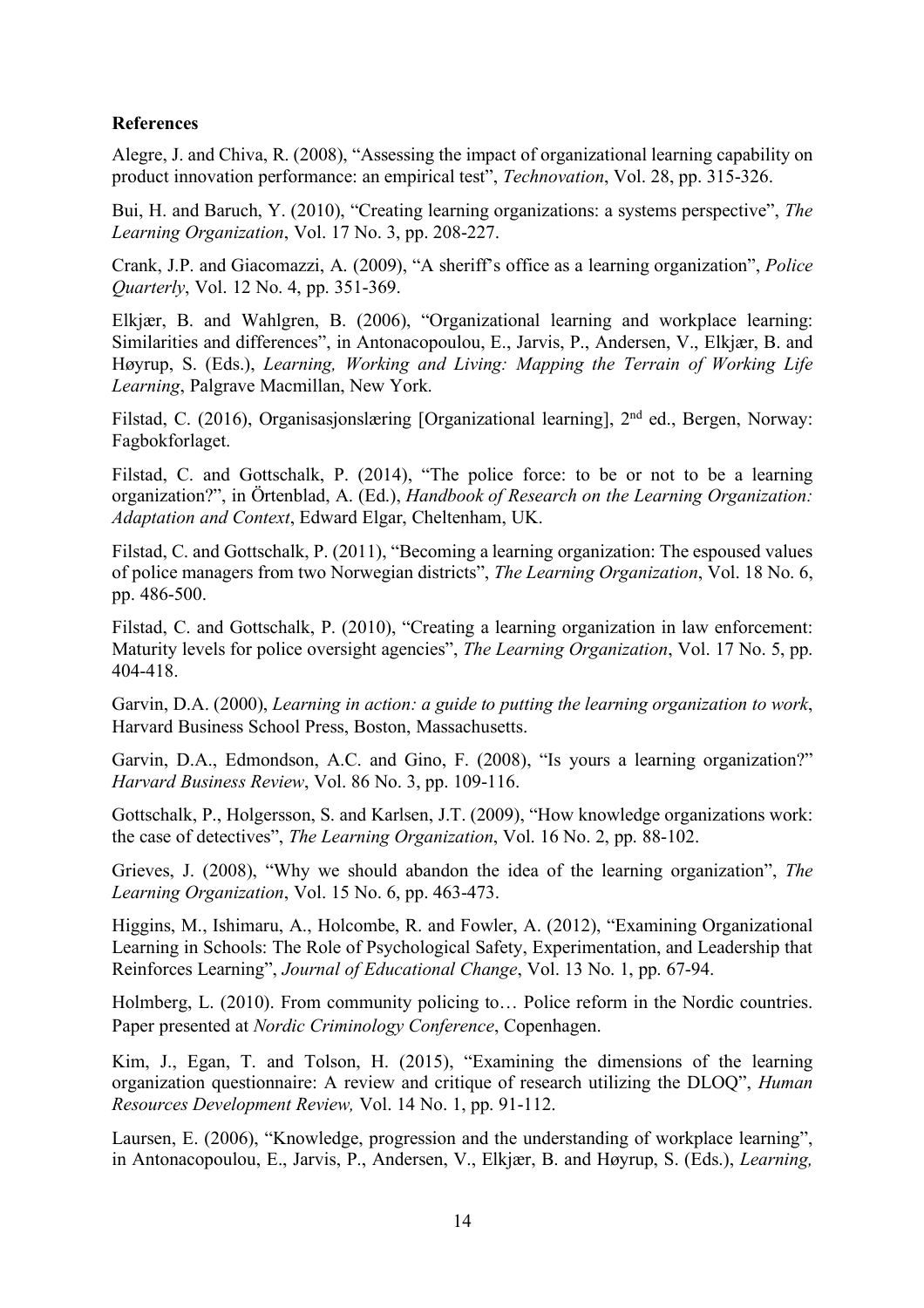**References**

Alegre, J. and Chiva, R. (2008), "Assessing the impact of organizational learning capability on product innovation performance: an empirical test", *Technovation*, Vol. 28, pp. 315-326.

Bui, H. and Baruch, Y. (2010), "Creating learning organizations: a systems perspective", *The Learning Organization*, Vol. 17 No. 3, pp. 208-227.

Crank, J.P. and Giacomazzi, A. (2009), "A sheriff's office as a learning organization", *Police Quarterly*, Vol. 12 No. 4, pp. 351-369.

Elkjær, B. and Wahlgren, B. (2006), "Organizational learning and workplace learning: Similarities and differences", in Antonacopoulou, E., Jarvis, P., Andersen, V., Elkjær, B. and Høyrup, S. (Eds.), *Learning, Working and Living: Mapping the Terrain of Working Life Learning*, Palgrave Macmillan, New York.

Filstad, C. (2016), Organisasjonslæring [Organizational learning], 2nd ed., Bergen, Norway: Fagbokforlaget.

Filstad, C. and Gottschalk, P. (2014), "The police force: to be or not to be a learning organization?", in Örtenblad, A. (Ed.), *Handbook of Research on the Learning Organization: Adaptation and Context*, Edward Elgar, Cheltenham, UK.

Filstad, C. and Gottschalk, P. (2011), "Becoming a learning organization: The espoused values of police managers from two Norwegian districts", *The Learning Organization*, Vol. 18 No. 6, pp. 486-500.

Filstad, C. and Gottschalk, P. (2010), "Creating a learning organization in law enforcement: Maturity levels for police oversight agencies", *The Learning Organization*, Vol. 17 No. 5, pp. 404-418.

Garvin, D.A. (2000), *Learning in action: a guide to putting the learning organization to work*, Harvard Business School Press, Boston, Massachusetts.

Garvin, D.A., Edmondson, A.C. and Gino, F. (2008), "Is yours a learning organization?" *Harvard Business Review*, Vol. 86 No. 3, pp. 109-116.

Gottschalk, P., Holgersson, S. and Karlsen, J.T. (2009), "How knowledge organizations work: the case of detectives", *The Learning Organization*, Vol. 16 No. 2, pp. 88-102.

Grieves, J. (2008), "Why we should abandon the idea of the learning organization", *The Learning Organization*, Vol. 15 No. 6, pp. 463-473.

Higgins, M., Ishimaru, A., Holcombe, R. and Fowler, A. (2012), "Examining Organizational Learning in Schools: The Role of Psychological Safety, Experimentation, and Leadership that Reinforces Learning", *Journal of Educational Change*, Vol. 13 No. 1, pp. 67-94.

Holmberg, L. (2010). From community policing to… Police reform in the Nordic countries. Paper presented at *Nordic Criminology Conference*, Copenhagen.

Kim, J., Egan, T. and Tolson, H. (2015), "Examining the dimensions of the learning organization questionnaire: A review and critique of research utilizing the DLOQ", *Human Resources Development Review,* Vol. 14 No. 1, pp. 91-112.

Laursen, E. (2006), "Knowledge, progression and the understanding of workplace learning", in Antonacopoulou, E., Jarvis, P., Andersen, V., Elkjær, B. and Høyrup, S. (Eds.), *Learning,*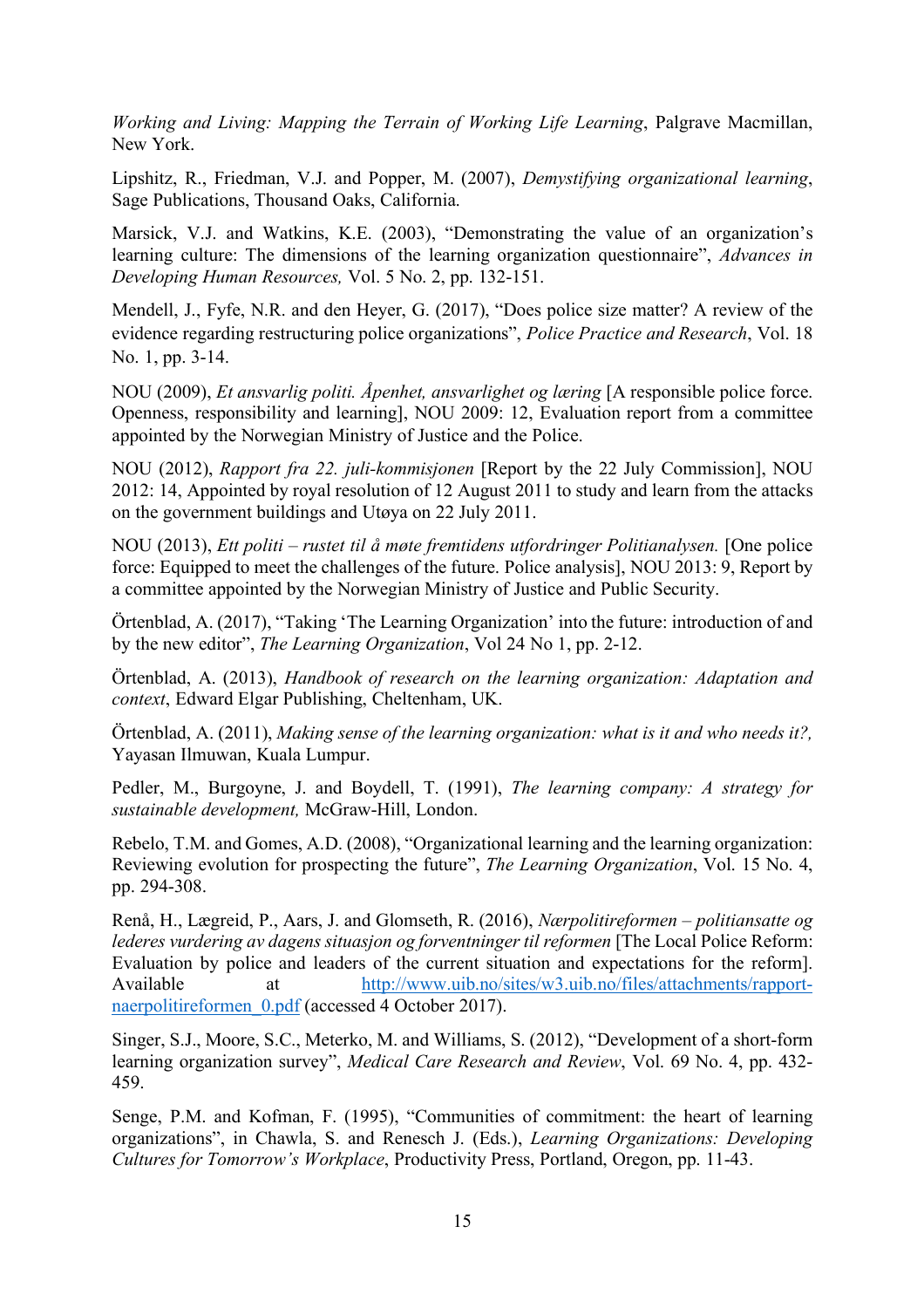*Working and Living: Mapping the Terrain of Working Life Learning*, Palgrave Macmillan, New York.

Lipshitz, R., Friedman, V.J. and Popper, M. (2007), *Demystifying organizational learning*, Sage Publications, Thousand Oaks, California.

Marsick, V.J. and Watkins, K.E. (2003), "Demonstrating the value of an organization's learning culture: The dimensions of the learning organization questionnaire", *Advances in Developing Human Resources,* Vol. 5 No. 2, pp. 132-151.

Mendell, J., Fyfe, N.R. and den Heyer, G. (2017), "Does police size matter? A review of the evidence regarding restructuring police organizations", *Police Practice and Research*, Vol. 18 No. 1, pp. 3-14.

NOU (2009), *Et ansvarlig politi. Åpenhet, ansvarlighet og læring* [A responsible police force. Openness, responsibility and learning], NOU 2009: 12, Evaluation report from a committee appointed by the Norwegian Ministry of Justice and the Police.

NOU (2012), *Rapport fra 22. juli-kommisjonen* [Report by the 22 July Commission], NOU 2012: 14, Appointed by royal resolution of 12 August 2011 to study and learn from the attacks on the government buildings and Utøya on 22 July 2011.

NOU (2013), *Ett politi – rustet til å møte fremtidens utfordringer Politianalysen.* [One police force: Equipped to meet the challenges of the future. Police analysis], NOU 2013: 9, Report by a committee appointed by the Norwegian Ministry of Justice and Public Security.

Örtenblad, A. (2017), "Taking 'The Learning Organization' into the future: introduction of and by the new editor", *The Learning Organization*, Vol 24 No 1, pp. 2-12.

Örtenblad, A. (2013), *Handbook of research on the learning organization: Adaptation and context*, Edward Elgar Publishing, Cheltenham, UK.

Örtenblad, A. (2011), *Making sense of the learning organization: what is it and who needs it?,* Yayasan Ilmuwan, Kuala Lumpur.

Pedler, M., Burgoyne, J. and Boydell, T. (1991), *The learning company: A strategy for sustainable development,* McGraw-Hill, London.

Rebelo, T.M. and Gomes, A.D. (2008), "Organizational learning and the learning organization: Reviewing evolution for prospecting the future", *The Learning Organization*, Vol. 15 No. 4, pp. 294-308.

Renå, H., Lægreid, P., Aars, J. and Glomseth, R. (2016), *Nærpolitireformen – politiansatte og lederes vurdering av dagens situasjon og forventninger til reformen* [The Local Police Reform: Evaluation by police and leaders of the current situation and expectations for the reform]. Available at http://www.uib.no/sites/w3.uib.no/files/attachments/rapport-naerpolitireformen_0.pdf (accessed 4 October 2017).

Singer, S.J., Moore, S.C., Meterko, M. and Williams, S. (2012), "Development of a short-form learning organization survey", *Medical Care Research and Review*, Vol. 69 No. 4, pp. 432-459.

Senge, P.M. and Kofman, F. (1995), "Communities of commitment: the heart of learning organizations", in Chawla, S. and Renesch J. (Eds.), *Learning Organizations: Developing Cultures for Tomorrow's Workplace*, Productivity Press, Portland, Oregon, pp. 11-43.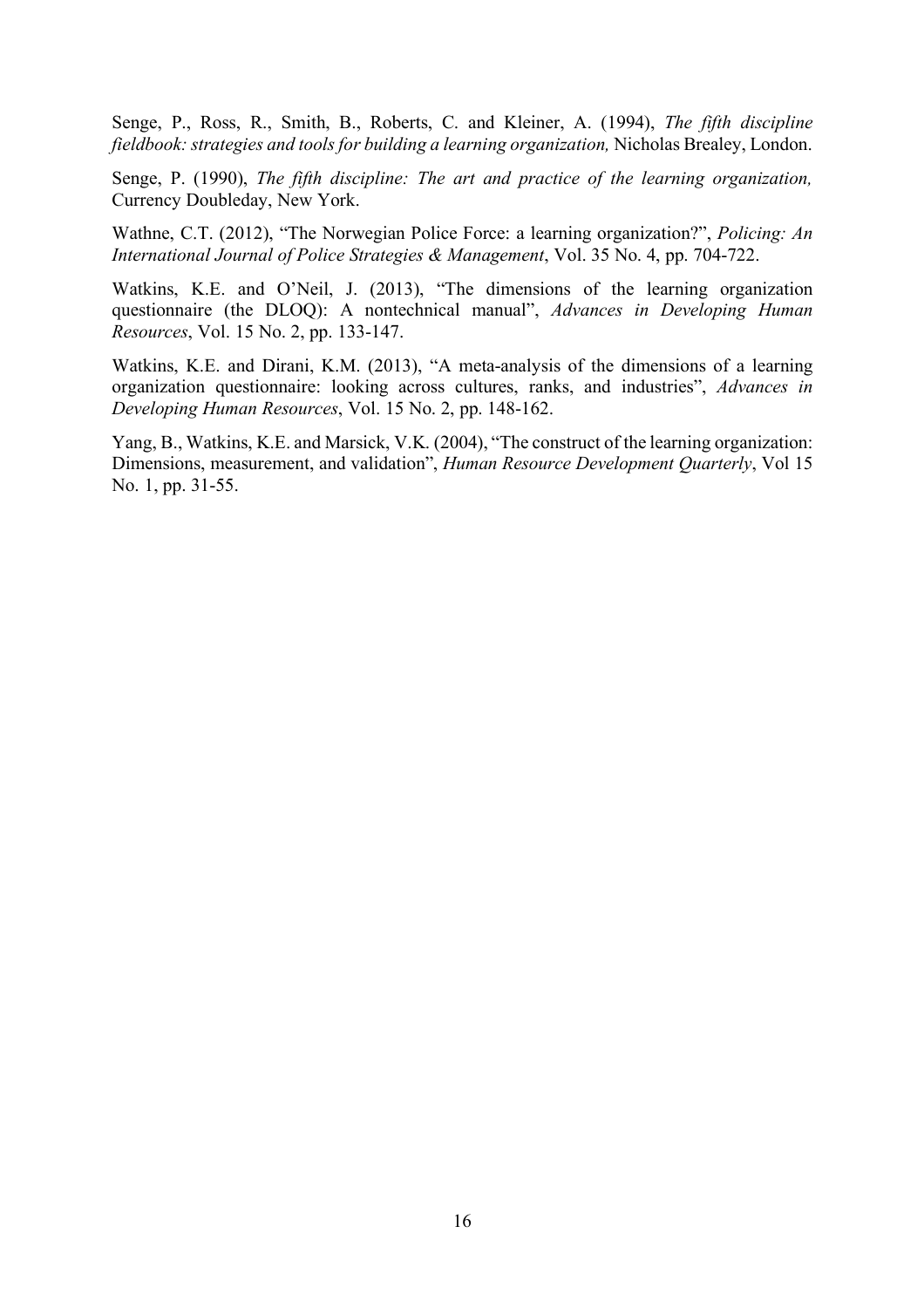Senge, P., Ross, R., Smith, B., Roberts, C. and Kleiner, A. (1994), *The fifth discipline fieldbook: strategies and tools for building a learning organization,* Nicholas Brealey, London.

Senge, P. (1990), *The fifth discipline: The art and practice of the learning organization,* Currency Doubleday, New York.

Wathne, C.T. (2012), "The Norwegian Police Force: a learning organization?", *Policing: An International Journal of Police Strategies & Management*, Vol. 35 No. 4, pp. 704-722.

Watkins, K.E. and O'Neil, J. (2013), "The dimensions of the learning organization questionnaire (the DLOQ): A nontechnical manual", *Advances in Developing Human Resources*, Vol. 15 No. 2, pp. 133-147.

Watkins, K.E. and Dirani, K.M. (2013), "A meta-analysis of the dimensions of a learning organization questionnaire: looking across cultures, ranks, and industries", *Advances in Developing Human Resources*, Vol. 15 No. 2, pp. 148-162.

Yang, B., Watkins, K.E. and Marsick, V.K. (2004), "The construct of the learning organization: Dimensions, measurement, and validation", *Human Resource Development Quarterly*, Vol 15 No. 1, pp. 31-55.